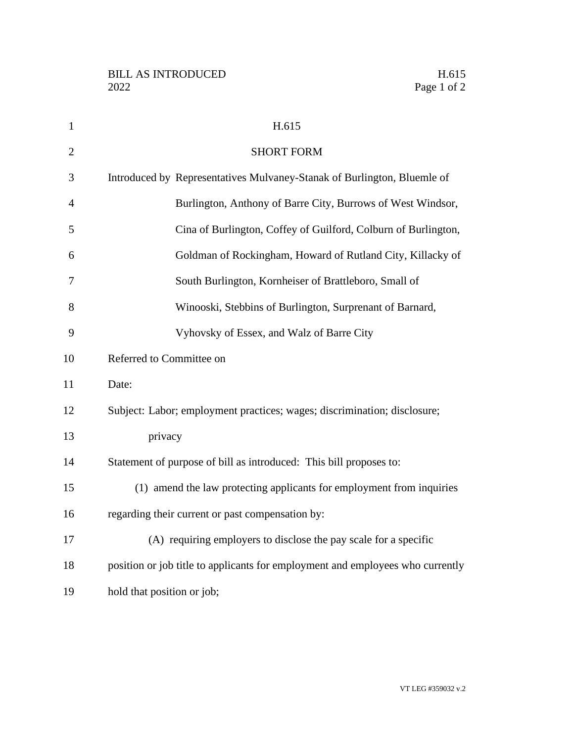# H.615

## SHORT FORM

Introduced by Representatives Mulvaney-Stanak of Burlington, Bluemle of Burlington, Anthony of Barre City, Burrows of West Windsor, Cina of Burlington, Coffey of Guilford, Colburn of Burlington, Goldman of Rockingham, Howard of Rutland City, Killacky of South Burlington, Kornheiser of Brattleboro, Small of Winooski, Stebbins of Burlington, Surprenant of Barnard, Vyhovsky of Essex, and Walz of Barre City

Referred to Committee on

Date:

Subject: Labor; employment practices; wages; discrimination; disclosure; privacy

Statement of purpose of bill as introduced: This bill proposes to:

(1) amend the law protecting applicants for employment from inquiries regarding their current or past compensation by:

(A) requiring employers to disclose the pay scale for a specific position or job title to applicants for employment and employees who currently hold that position or job;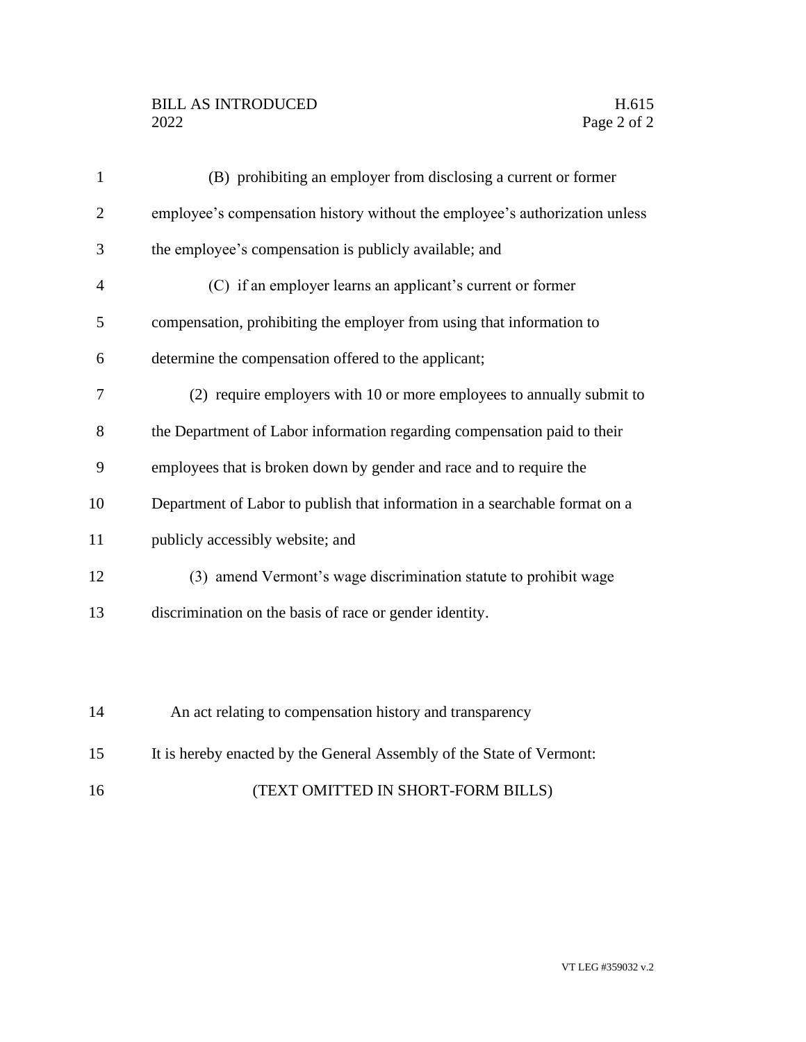(B) prohibiting an employer from disclosing a current or former employee's compensation history without the employee's authorization unless the employee's compensation is publicly available; and

(C) if an employer learns an applicant's current or former compensation, prohibiting the employer from using that information to determine the compensation offered to the applicant;

(2) require employers with 10 or more employees to annually submit to the Department of Labor information regarding compensation paid to their employees that is broken down by gender and race and to require the Department of Labor to publish that information in a searchable format on a publicly accessibly website; and

(3) amend Vermont's wage discrimination statute to prohibit wage discrimination on the basis of race or gender identity.

An act relating to compensation history and transparency

It is hereby enacted by the General Assembly of the State of Vermont:

(TEXT OMITTED IN SHORT-FORM BILLS)

VT LEG #359032 v.2